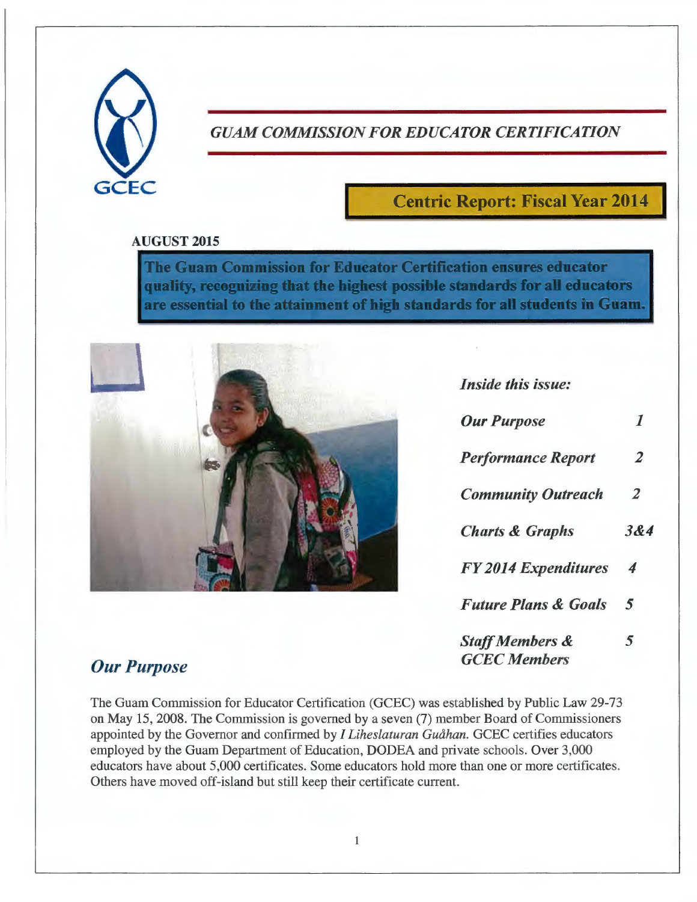GCEC

# *GUAM COMMISSION FOR EDUCATOR CERTIFICATION*

## Centric Report: Fiscal Year 2014

**AUGUST 2015**

**The Guam Commission for Educator Certification ensures educator quality, recognizing that the highest possible standards for all educators are essential to the attainment of high standards for all students in Guam.**

***Inside this issue:***

| | |
|---|---|
| *Our Purpose* | *1* |
| *Performance Report* | *2* |
| *Community Outreach* | *2* |
| *Charts & Graphs* | *3&4* |
| *FY 2014 Expenditures* | *4* |
| *Future Plans & Goals* | *5* |
| *Staff Members & GCEC Members* | *5* |

## *Our Purpose*

The Guam Commission for Educator Certification (GCEC) was established by Public Law 29-73 on May 15, 2008. The Commission is governed by a seven (7) member Board of Commissioners appointed by the Governor and confirmed by *I Liheslaturan Guåhan*. GCEC certifies educators employed by the Guam Department of Education, DODEA and private schools. Over 3,000 educators have about 5,000 certificates. Some educators hold more than one or more certificates. Others have moved off-island but still keep their certificate current.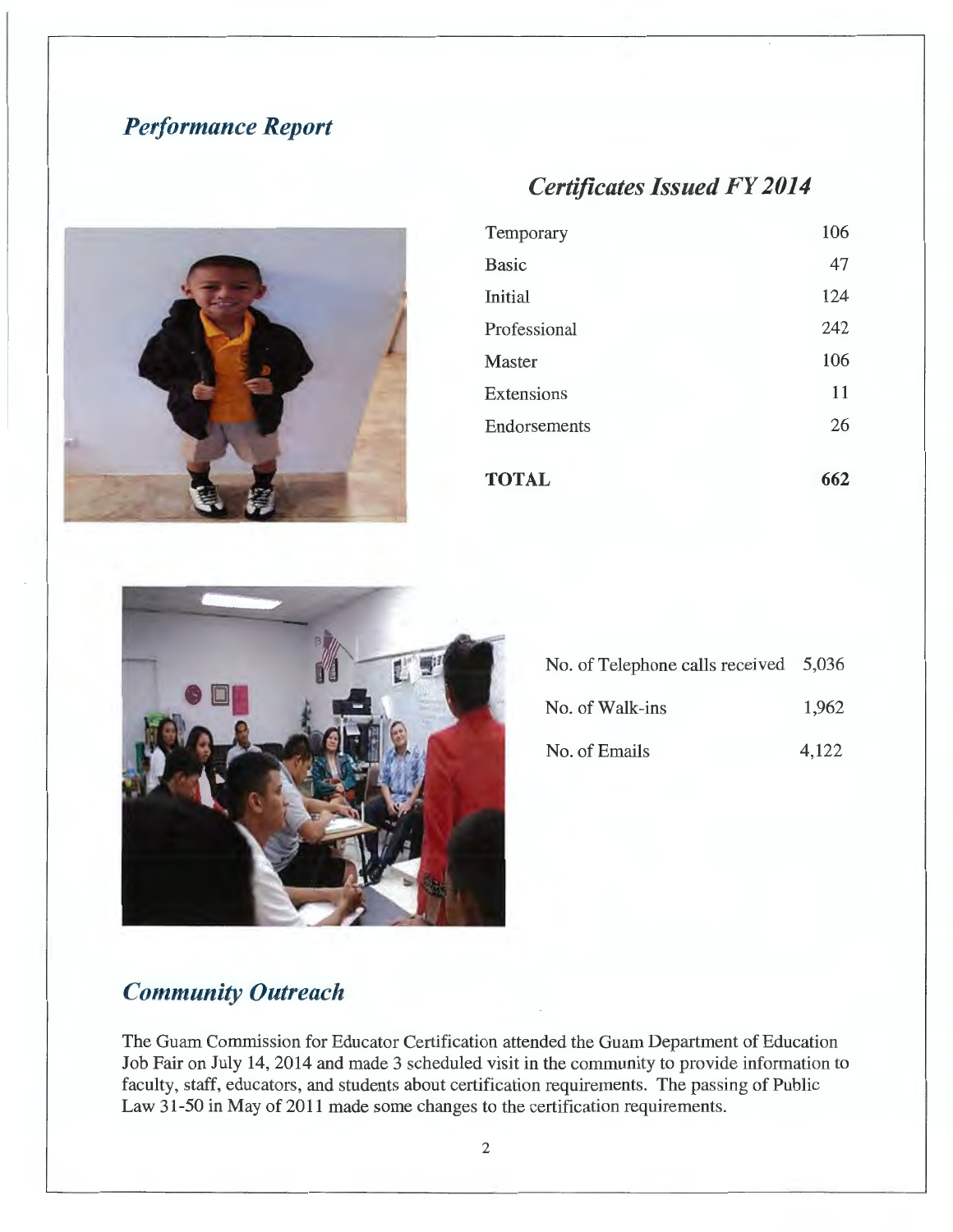## *Performance Report*

### *Certificates Issued FY 2014*

| Certificate | Number |
|---|---|
| Temporary | 106 |
| Basic | 47 |
| Initial | 124 |
| Professional | 242 |
| Master | 106 |
| Extensions | 11 |
| Endorsements | 26 |
| **TOTAL** | **662** |

| Item | Count |
|---|---|
| No. of Telephone calls received | 5,036 |
| No. of Walk-ins | 1,962 |
| No. of Emails | 4,122 |

## *Community Outreach*

The Guam Commission for Educator Certification attended the Guam Department of Education Job Fair on July 14, 2014 and made 3 scheduled visit in the community to provide information to faculty, staff, educators, and students about certification requirements. The passing of Public Law 31-50 in May of 2011 made some changes to the certification requirements.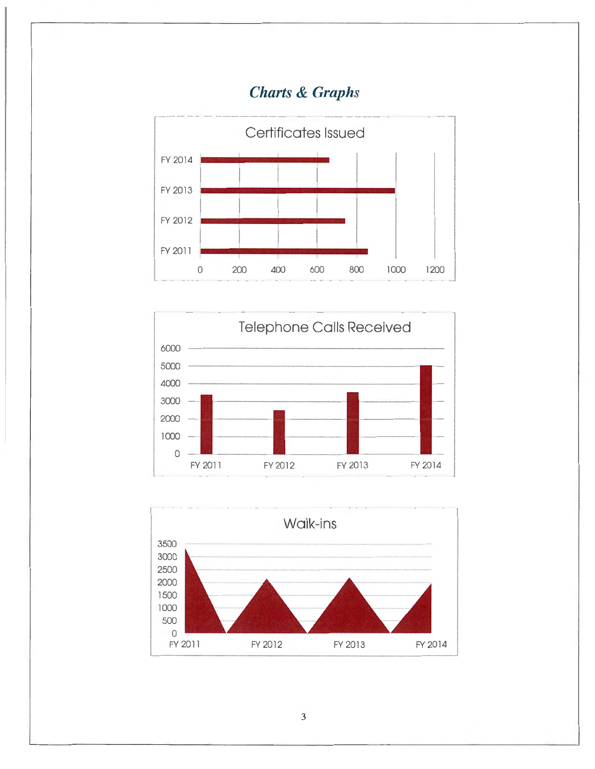# *Charts & Graphs*

Certificates Issued

FY 2014
FY 2013
FY 2012
FY 2011

0 200 400 600 800 1000 1200

Telephone Calls Received

6000
5000
4000
3000
2000
1000
0

FY 2011 FY 2012 FY 2013 FY 2014

Walk-ins

3500
3000
2500
2000
1500
1000
500
0

FY 2011 FY 2012 FY 2013 FY 2014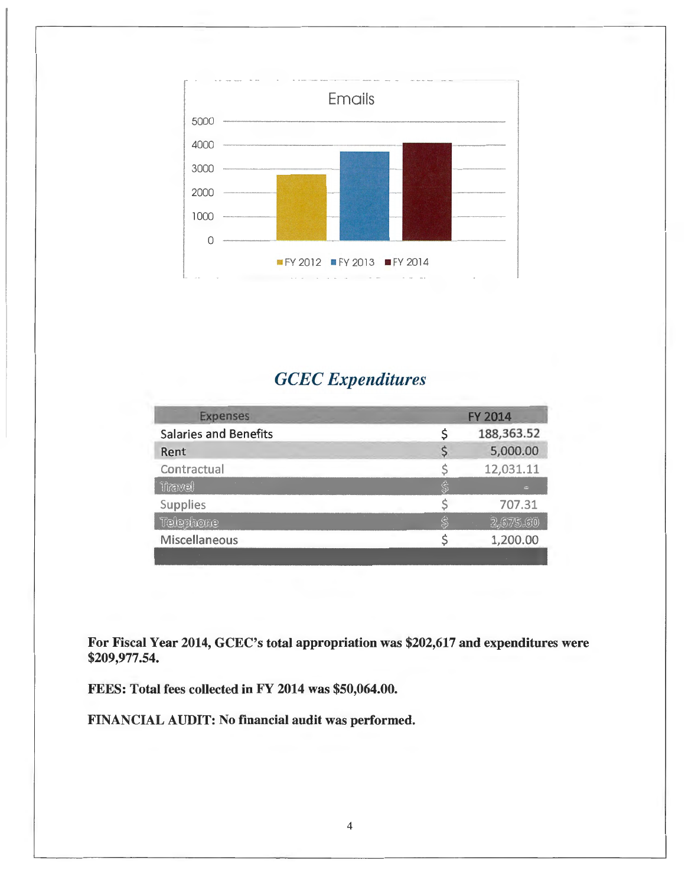Emails

| | FY 2012 | FY 2013 | FY 2014 |
|---|---|---|---|

## *GCEC Expenditures*

| Expenses | | FY 2014 |
|---|---|---|
| Salaries and Benefits | $ | 188,363.52 |
| Rent | $ | 5,000.00 |
| Contractual | $ | 12,031.11 |
| Travel | $ | - |
| Supplies | $ | 707.31 |
| Telephone | $ | 2,675.60 |
| Miscellaneous | $ | 1,200.00 |

**For Fiscal Year 2014, GCEC's total appropriation was $202,617 and expenditures were $209,977.54.**

**FEES: Total fees collected in FY 2014 was $50,064.00.**

**FINANCIAL AUDIT: No financial audit was performed.**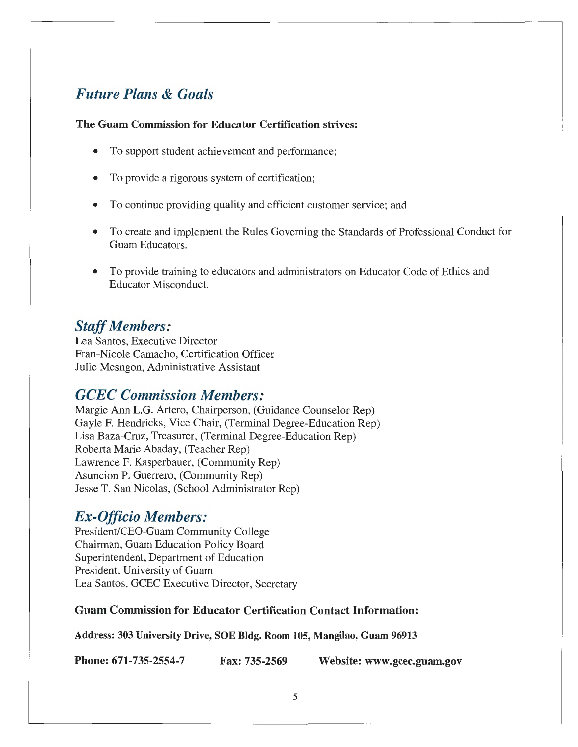## *Future Plans & Goals*

**The Guam Commission for Educator Certification strives:**

- To support student achievement and performance;
- To provide a rigorous system of certification;
- To continue providing quality and efficient customer service; and
- To create and implement the Rules Governing the Standards of Professional Conduct for Guam Educators.
- To provide training to educators and administrators on Educator Code of Ethics and Educator Misconduct.

## *Staff Members:*

Lea Santos, Executive Director
Fran-Nicole Camacho, Certification Officer
Julie Mesngon, Administrative Assistant

## *GCEC Commission Members:*

Margie Ann L.G. Artero, Chairperson, (Guidance Counselor Rep)
Gayle F. Hendricks, Vice Chair, (Terminal Degree-Education Rep)
Lisa Baza-Cruz, Treasurer, (Terminal Degree-Education Rep)
Roberta Marie Abaday, (Teacher Rep)
Lawrence F. Kasperbauer, (Community Rep)
Asuncion P. Guerrero, (Community Rep)
Jesse T. San Nicolas, (School Administrator Rep)

## *Ex-Officio Members:*

President/CEO-Guam Community College
Chairman, Guam Education Policy Board
Superintendent, Department of Education
President, University of Guam
Lea Santos, GCEC Executive Director, Secretary

**Guam Commission for Educator Certification Contact Information:**

**Address: 303 University Drive, SOE Bldg. Room 105, Mangilao, Guam 96913**

**Phone: 671-735-2554-7 Fax: 735-2569 Website: www.gcec.guam.gov**